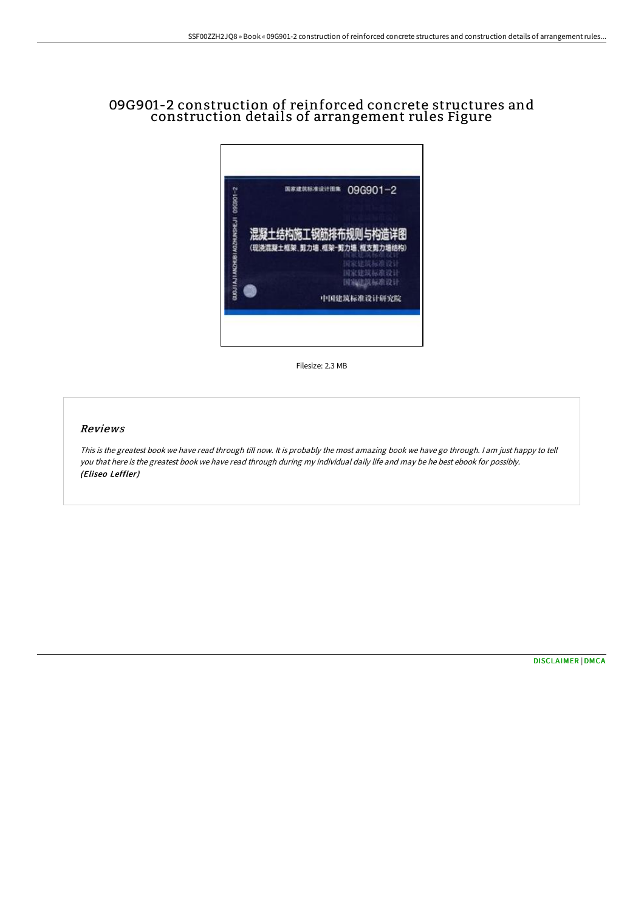# 09G901-2 construction of reinforced concrete structures and construction details of arrangement rules Figure

Filesize: 2.3 MB

## Reviews

*This is the greatest book we have read through till now. It is probably the most amazing book we have go through. I am just happy to tell you that here is the greatest book we have read through during my individual daily life and may be he best ebook for possibly.*
***(Eliseo Leffler)***

[DISCLAIMER](#) | [DMCA](#)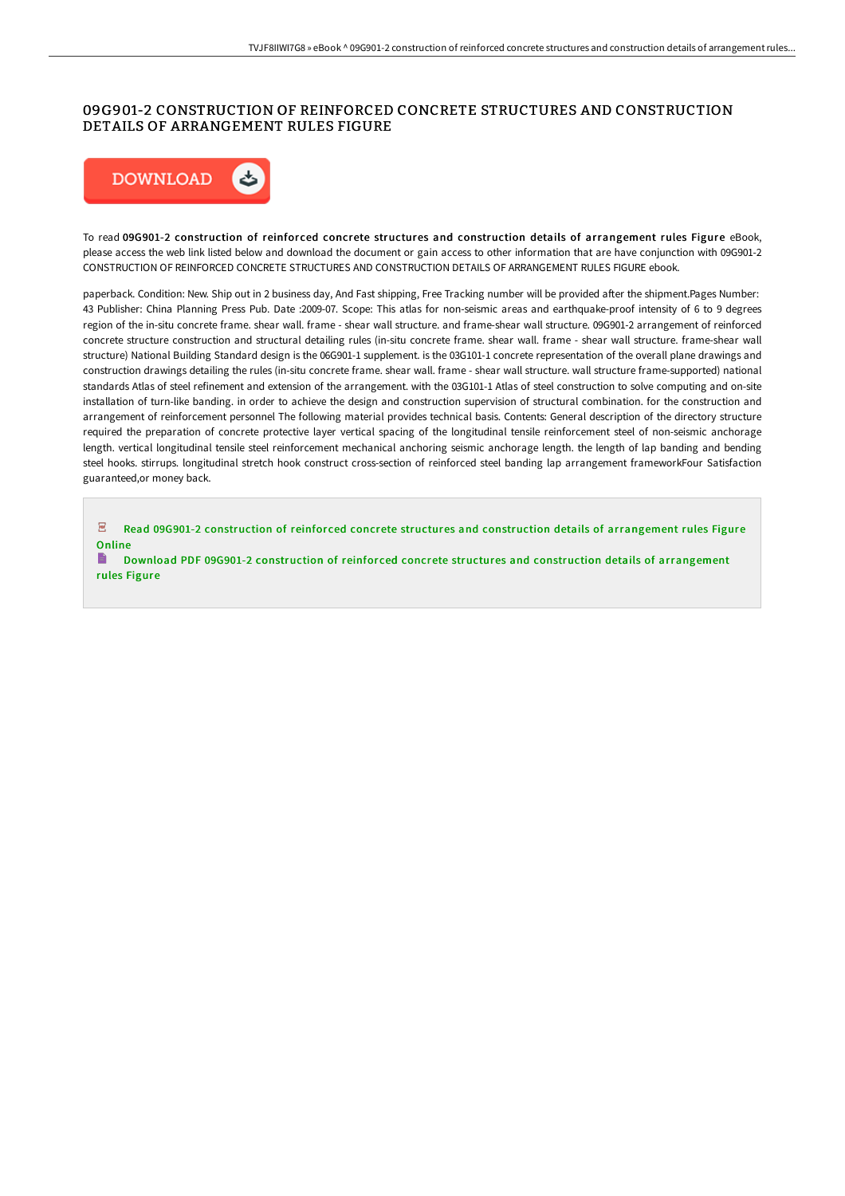# 09G901-2 CONSTRUCTION OF REINFORCED CONCRETE STRUCTURES AND CONSTRUCTION DETAILS OF ARRANGEMENT RULES FIGURE

DOWNLOAD

To read **09G901-2 construction of reinforced concrete structures and construction details of arrangement rules Figure** eBook, please access the web link listed below and download the document or gain access to other information that are have conjunction with 09G901-2 CONSTRUCTION OF REINFORCED CONCRETE STRUCTURES AND CONSTRUCTION DETAILS OF ARRANGEMENT RULES FIGURE ebook.

paperback. Condition: New. Ship out in 2 business day, And Fast shipping, Free Tracking number will be provided after the shipment.Pages Number: 43 Publisher: China Planning Press Pub. Date :2009-07. Scope: This atlas for non-seismic areas and earthquake-proof intensity of 6 to 9 degrees region of the in-situ concrete frame. shear wall. frame - shear wall structure. and frame-shear wall structure. 09G901-2 arrangement of reinforced concrete structure construction and structural detailing rules (in-situ concrete frame. shear wall. frame - shear wall structure. frame-shear wall structure) National Building Standard design is the 06G901-1 supplement. is the 03G101-1 concrete representation of the overall plane drawings and construction drawings detailing the rules (in-situ concrete frame. shear wall. frame - shear wall structure. wall structure frame-supported) national standards Atlas of steel refinement and extension of the arrangement. with the 03G101-1 Atlas of steel construction to solve computing and on-site installation of turn-like banding. in order to achieve the design and construction supervision of structural combination. for the construction and arrangement of reinforcement personnel The following material provides technical basis. Contents: General description of the directory structure required the preparation of concrete protective layer vertical spacing of the longitudinal tensile reinforcement steel of non-seismic anchorage length. vertical longitudinal tensile steel reinforcement mechanical anchoring seismic anchorage length. the length of lap banding and bending steel hooks. stirrups. longitudinal stretch hook construct cross-section of reinforced steel banding lap arrangement frameworkFour Satisfaction guaranteed,or money back.

Read 09G901-2 construction of reinforced concrete structures and construction details of arrangement rules Figure Online

Download PDF 09G901-2 construction of reinforced concrete structures and construction details of arrangement rules Figure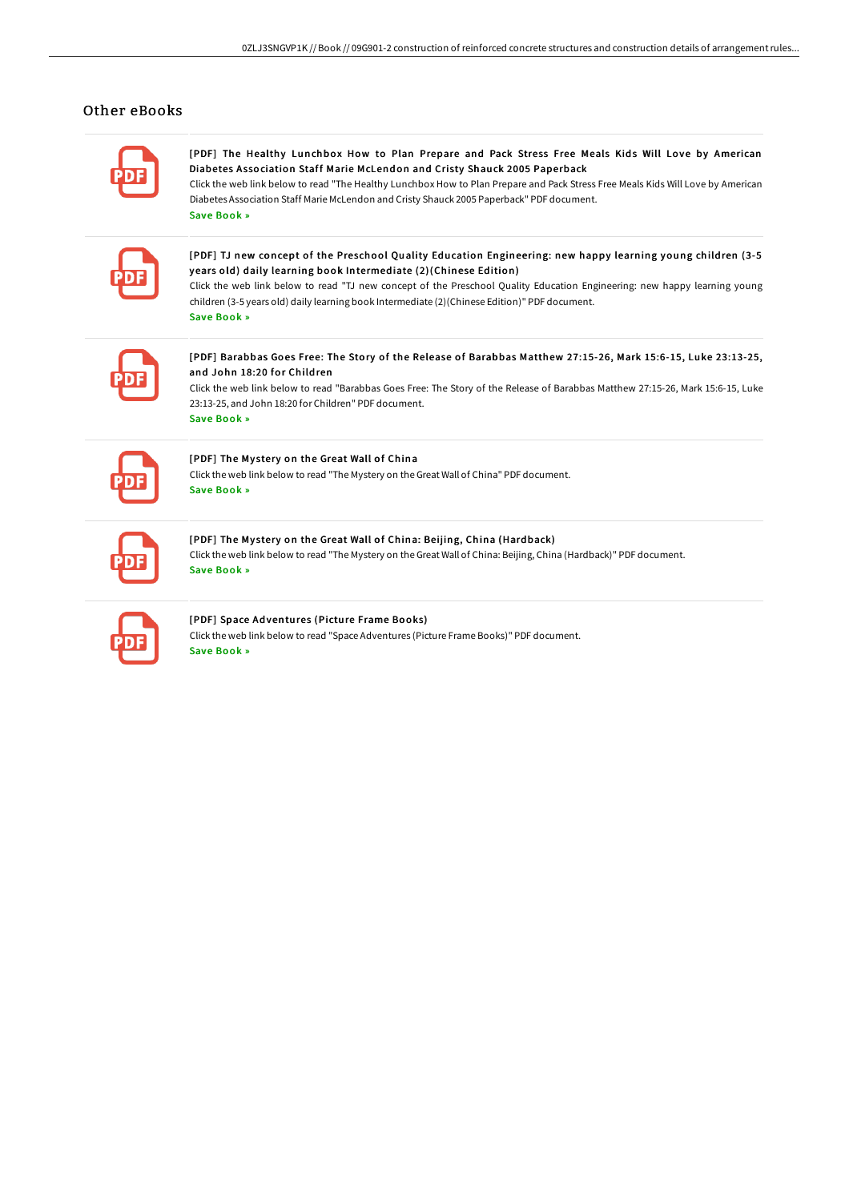## Other eBooks

**[PDF] The Healthy Lunchbox How to Plan Prepare and Pack Stress Free Meals Kids Will Love by American Diabetes Association Staff Marie McLendon and Cristy Shauck 2005 Paperback**

Click the web link below to read "The Healthy Lunchbox How to Plan Prepare and Pack Stress Free Meals Kids Will Love by American Diabetes Association Staff Marie McLendon and Cristy Shauck 2005 Paperback" PDF document.

Save Book »

**[PDF] TJ new concept of the Preschool Quality Education Engineering: new happy learning young children (3-5 years old) daily learning book Intermediate (2)(Chinese Edition)**

Click the web link below to read "TJ new concept of the Preschool Quality Education Engineering: new happy learning young children (3-5 years old) daily learning book Intermediate (2)(Chinese Edition)" PDF document.

Save Book »

**[PDF] Barabbas Goes Free: The Story of the Release of Barabbas Matthew 27:15-26, Mark 15:6-15, Luke 23:13-25, and John 18:20 for Children**

Click the web link below to read "Barabbas Goes Free: The Story of the Release of Barabbas Matthew 27:15-26, Mark 15:6-15, Luke 23:13-25, and John 18:20 for Children" PDF document.

Save Book »

**[PDF] The Mystery on the Great Wall of China**

Click the web link below to read "The Mystery on the Great Wall of China" PDF document.

Save Book »

**[PDF] The Mystery on the Great Wall of China: Beijing, China (Hardback)**

Click the web link below to read "The Mystery on the Great Wall of China: Beijing, China (Hardback)" PDF document.

Save Book »

**[PDF] Space Adventures (Picture Frame Books)**

Click the web link below to read "Space Adventures (Picture Frame Books)" PDF document.

Save Book »